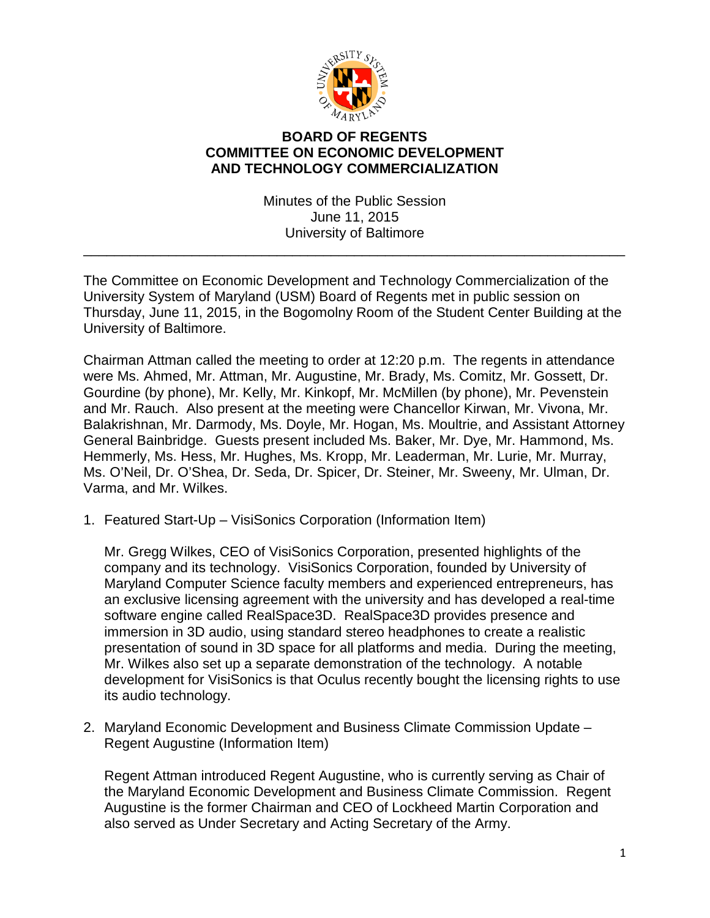# BOARD OF REGENTS
## COMMITTEE ON ECONOMIC DEVELOPMENT AND TECHNOLOGY COMMERCIALIZATION

Minutes of the Public Session
June 11, 2015
University of Baltimore

---

The Committee on Economic Development and Technology Commercialization of the University System of Maryland (USM) Board of Regents met in public session on Thursday, June 11, 2015, in the Bogomolny Room of the Student Center Building at the University of Baltimore.

Chairman Attman called the meeting to order at 12:20 p.m. The regents in attendance were Ms. Ahmed, Mr. Attman, Mr. Augustine, Mr. Brady, Ms. Comitz, Mr. Gossett, Dr. Gourdine (by phone), Mr. Kelly, Mr. Kinkopf, Mr. McMillen (by phone), Mr. Pevenstein and Mr. Rauch. Also present at the meeting were Chancellor Kirwan, Mr. Vivona, Mr. Balakrishnan, Mr. Darmody, Ms. Doyle, Mr. Hogan, Ms. Moultrie, and Assistant Attorney General Bainbridge. Guests present included Ms. Baker, Mr. Dye, Mr. Hammond, Ms. Hemmerly, Ms. Hess, Mr. Hughes, Ms. Kropp, Mr. Leaderman, Mr. Lurie, Mr. Murray, Ms. O'Neil, Dr. O'Shea, Dr. Seda, Dr. Spicer, Dr. Steiner, Mr. Sweeny, Mr. Ulman, Dr. Varma, and Mr. Wilkes.

1. Featured Start-Up – VisiSonics Corporation (Information Item)

   Mr. Gregg Wilkes, CEO of VisiSonics Corporation, presented highlights of the company and its technology. VisiSonics Corporation, founded by University of Maryland Computer Science faculty members and experienced entrepreneurs, has an exclusive licensing agreement with the university and has developed a real-time software engine called RealSpace3D. RealSpace3D provides presence and immersion in 3D audio, using standard stereo headphones to create a realistic presentation of sound in 3D space for all platforms and media. During the meeting, Mr. Wilkes also set up a separate demonstration of the technology. A notable development for VisiSonics is that Oculus recently bought the licensing rights to use its audio technology.

2. Maryland Economic Development and Business Climate Commission Update – Regent Augustine (Information Item)

   Regent Attman introduced Regent Augustine, who is currently serving as Chair of the Maryland Economic Development and Business Climate Commission. Regent Augustine is the former Chairman and CEO of Lockheed Martin Corporation and also served as Under Secretary and Acting Secretary of the Army.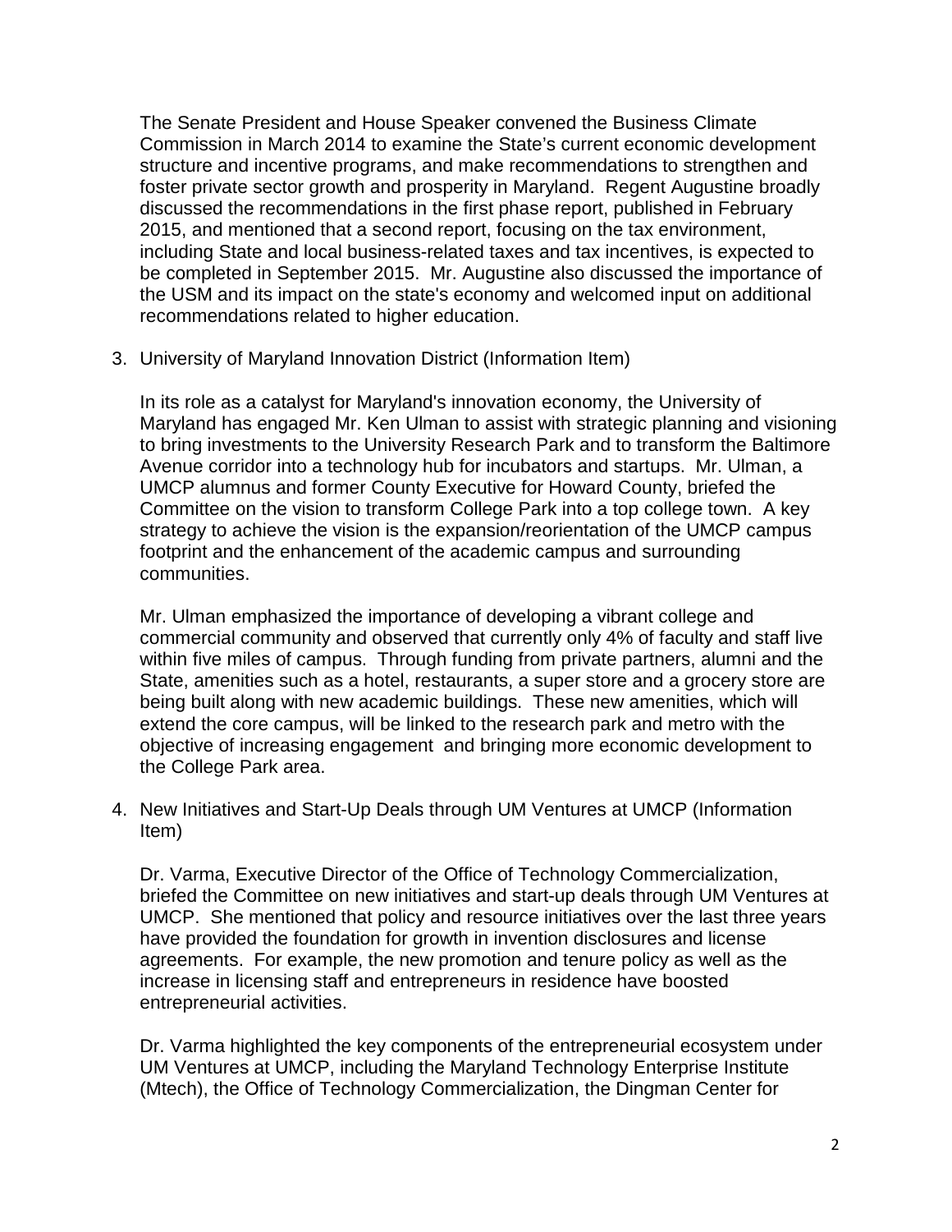The Senate President and House Speaker convened the Business Climate Commission in March 2014 to examine the State's current economic development structure and incentive programs, and make recommendations to strengthen and foster private sector growth and prosperity in Maryland. Regent Augustine broadly discussed the recommendations in the first phase report, published in February 2015, and mentioned that a second report, focusing on the tax environment, including State and local business-related taxes and tax incentives, is expected to be completed in September 2015. Mr. Augustine also discussed the importance of the USM and its impact on the state's economy and welcomed input on additional recommendations related to higher education.

3. University of Maryland Innovation District (Information Item)

   In its role as a catalyst for Maryland's innovation economy, the University of Maryland has engaged Mr. Ken Ulman to assist with strategic planning and visioning to bring investments to the University Research Park and to transform the Baltimore Avenue corridor into a technology hub for incubators and startups. Mr. Ulman, a UMCP alumnus and former County Executive for Howard County, briefed the Committee on the vision to transform College Park into a top college town. A key strategy to achieve the vision is the expansion/reorientation of the UMCP campus footprint and the enhancement of the academic campus and surrounding communities.

   Mr. Ulman emphasized the importance of developing a vibrant college and commercial community and observed that currently only 4% of faculty and staff live within five miles of campus. Through funding from private partners, alumni and the State, amenities such as a hotel, restaurants, a super store and a grocery store are being built along with new academic buildings. These new amenities, which will extend the core campus, will be linked to the research park and metro with the objective of increasing engagement and bringing more economic development to the College Park area.

4. New Initiatives and Start-Up Deals through UM Ventures at UMCP (Information Item)

   Dr. Varma, Executive Director of the Office of Technology Commercialization, briefed the Committee on new initiatives and start-up deals through UM Ventures at UMCP. She mentioned that policy and resource initiatives over the last three years have provided the foundation for growth in invention disclosures and license agreements. For example, the new promotion and tenure policy as well as the increase in licensing staff and entrepreneurs in residence have boosted entrepreneurial activities.

   Dr. Varma highlighted the key components of the entrepreneurial ecosystem under UM Ventures at UMCP, including the Maryland Technology Enterprise Institute (Mtech), the Office of Technology Commercialization, the Dingman Center for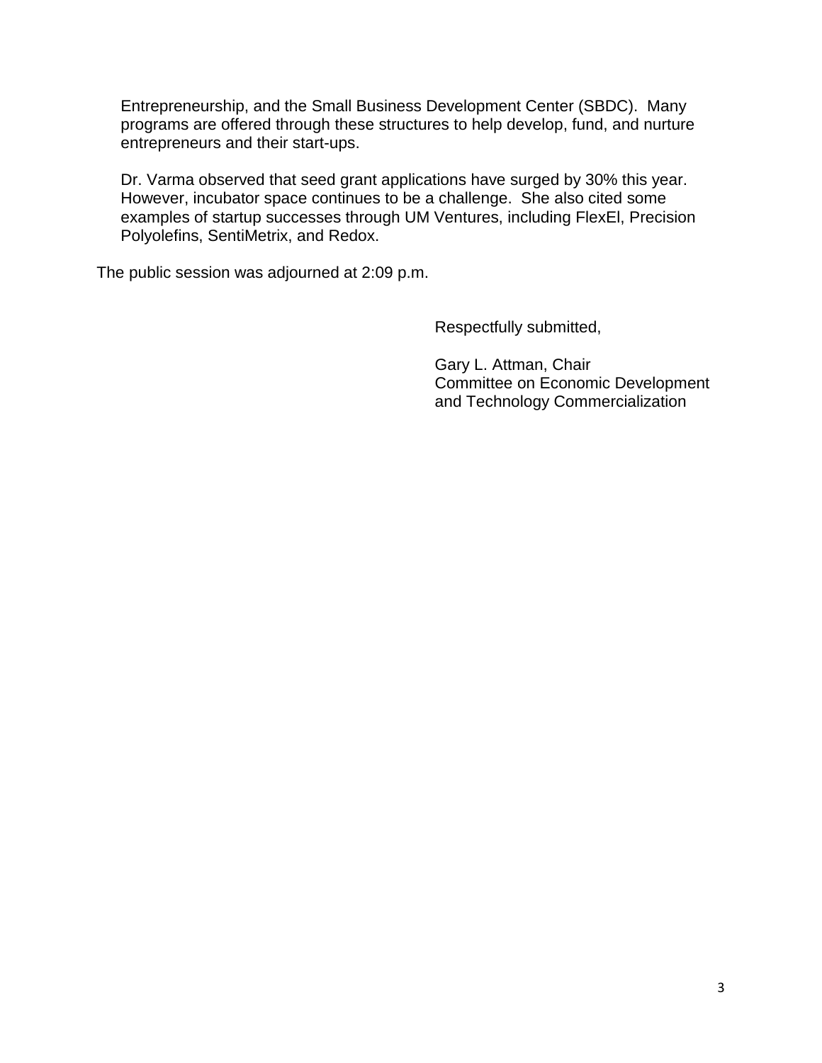Entrepreneurship, and the Small Business Development Center (SBDC). Many programs are offered through these structures to help develop, fund, and nurture entrepreneurs and their start-ups.

Dr. Varma observed that seed grant applications have surged by 30% this year. However, incubator space continues to be a challenge. She also cited some examples of startup successes through UM Ventures, including FlexEl, Precision Polyolefins, SentiMetrix, and Redox.

The public session was adjourned at 2:09 p.m.

Respectfully submitted,

Gary L. Attman, Chair
Committee on Economic Development and Technology Commercialization